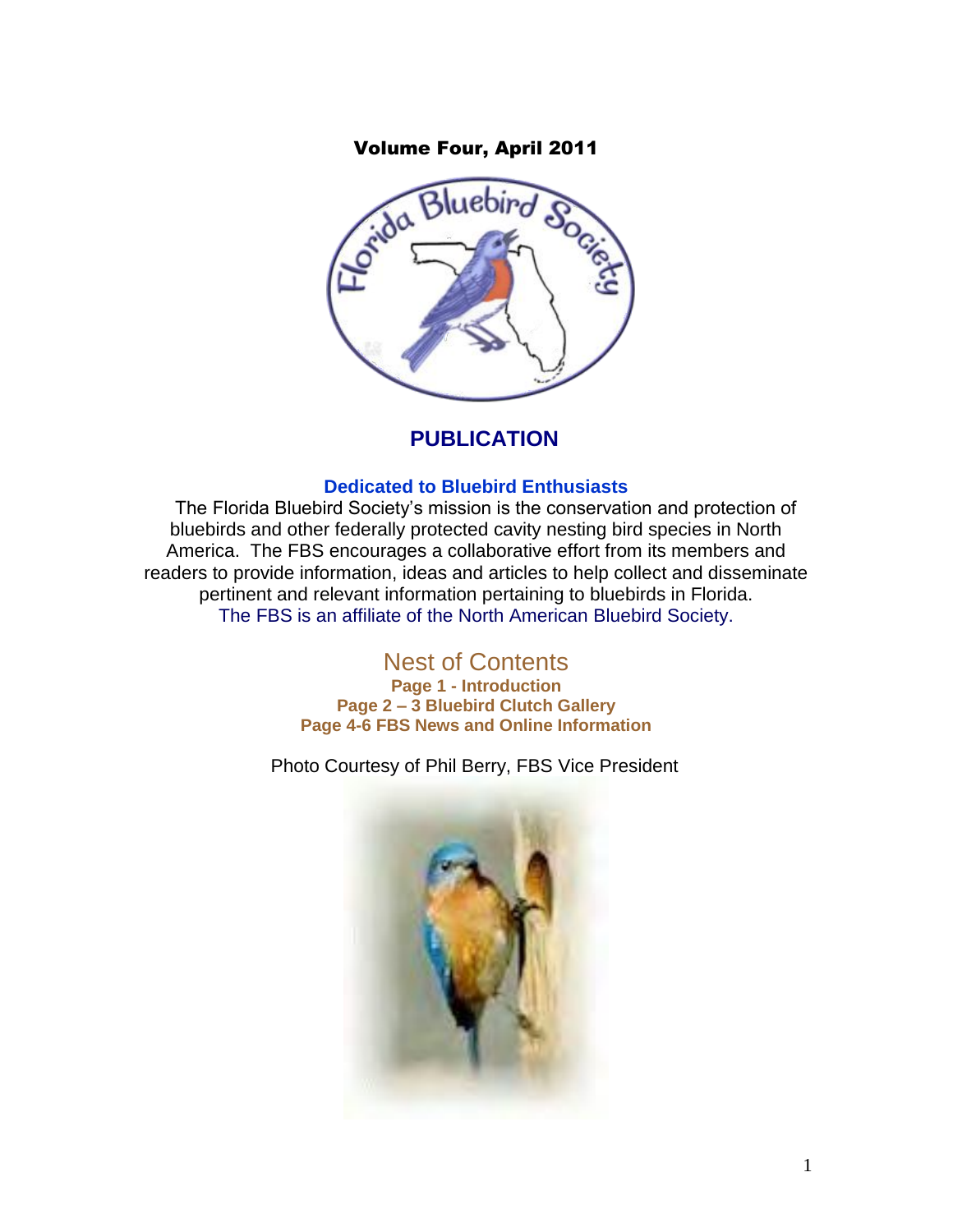**Volume Four, April 2011**

# PUBLICATION

### Dedicated to Bluebird Enthusiasts

The Florida Bluebird Society's mission is the conservation and protection of bluebirds and other federally protected cavity nesting bird species in North America. The FBS encourages a collaborative effort from its members and readers to provide information, ideas and articles to help collect and disseminate pertinent and relevant information pertaining to bluebirds in Florida.
The FBS is an affiliate of the North American Bluebird Society.

## Nest of Contents

**Page 1 - Introduction**
**Page 2 – 3 Bluebird Clutch Gallery**
**Page 4-6 FBS News and Online Information**

Photo Courtesy of Phil Berry, FBS Vice President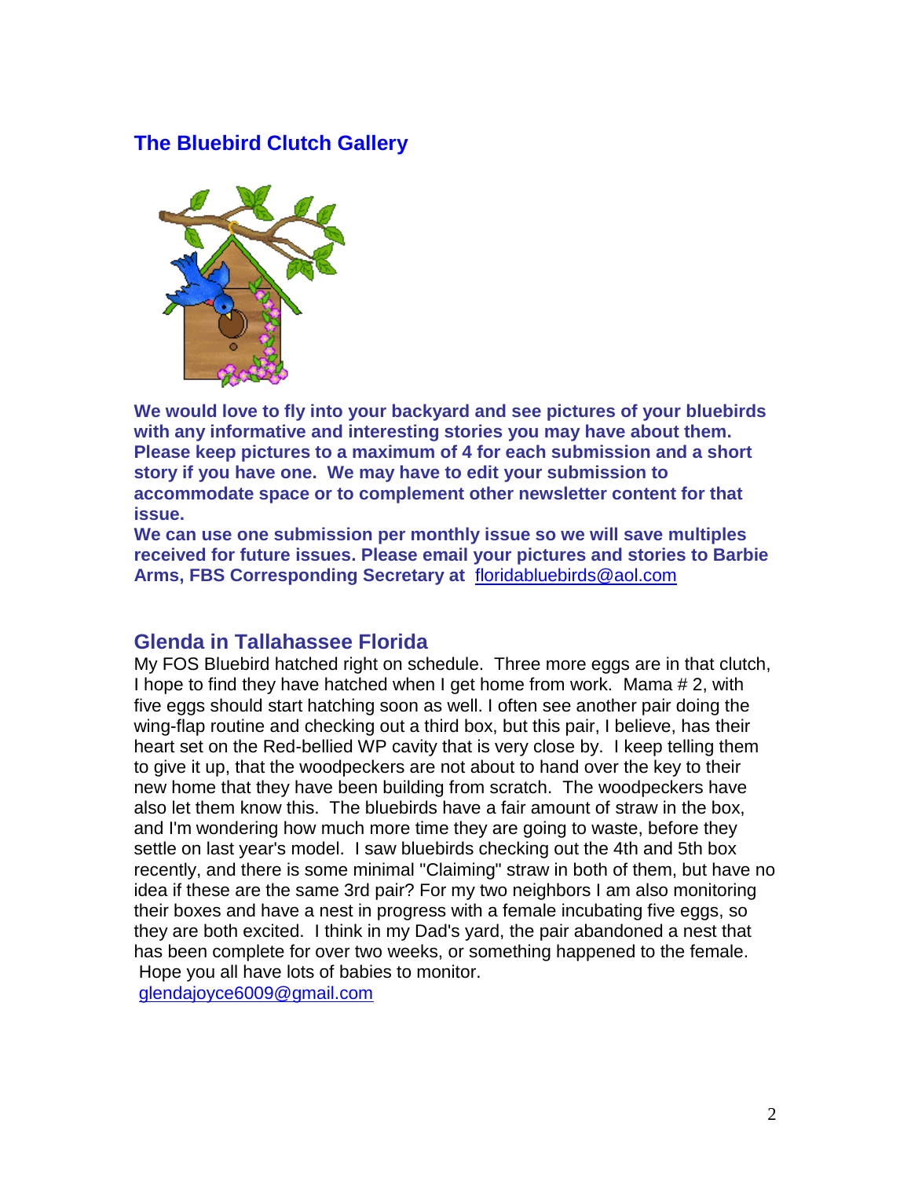## The Bluebird Clutch Gallery

**We would love to fly into your backyard and see pictures of your bluebirds with any informative and interesting stories you may have about them. Please keep pictures to a maximum of 4 for each submission and a short story if you have one. We may have to edit your submission to accommodate space or to complement other newsletter content for that issue.**
**We can use one submission per monthly issue so we will save multiples received for future issues. Please email your pictures and stories to Barbie Arms, FBS Corresponding Secretary at** floridabluebirds@aol.com

### Glenda in Tallahassee Florida

My FOS Bluebird hatched right on schedule. Three more eggs are in that clutch, I hope to find they have hatched when I get home from work. Mama # 2, with five eggs should start hatching soon as well. I often see another pair doing the wing-flap routine and checking out a third box, but this pair, I believe, has their heart set on the Red-bellied WP cavity that is very close by. I keep telling them to give it up, that the woodpeckers are not about to hand over the key to their new home that they have been building from scratch. The woodpeckers have also let them know this. The bluebirds have a fair amount of straw in the box, and I'm wondering how much more time they are going to waste, before they settle on last year's model. I saw bluebirds checking out the 4th and 5th box recently, and there is some minimal "Claiming" straw in both of them, but have no idea if these are the same 3rd pair? For my two neighbors I am also monitoring their boxes and have a nest in progress with a female incubating five eggs, so they are both excited. I think in my Dad's yard, the pair abandoned a nest that has been complete for over two weeks, or something happened to the female. Hope you all have lots of babies to monitor.
glendajoyce6009@gmail.com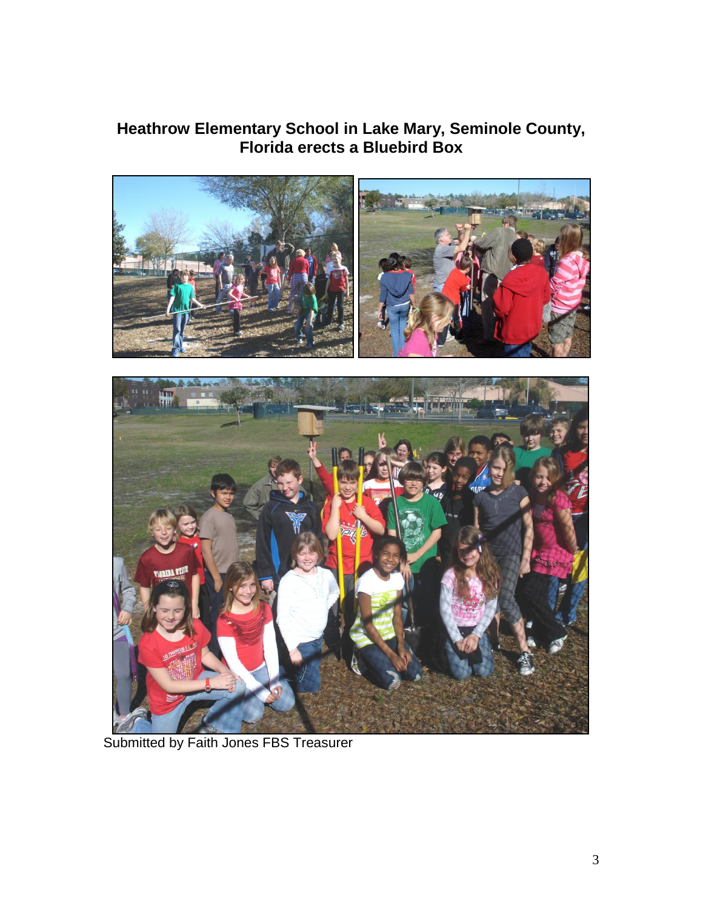## Heathrow Elementary School in Lake Mary, Seminole County, Florida erects a Bluebird Box

Submitted by Faith Jones FBS Treasurer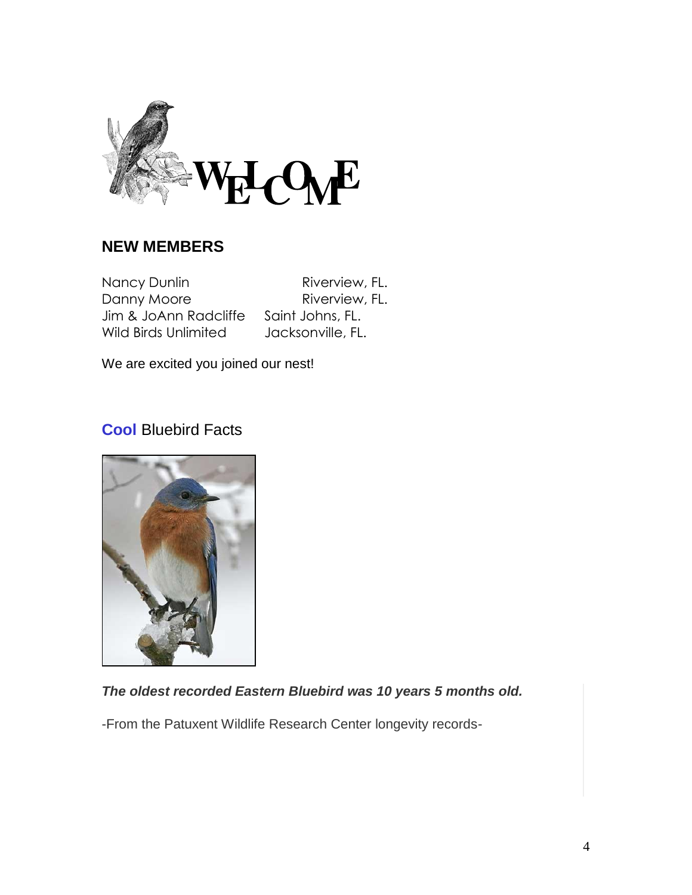# WELCOME

## NEW MEMBERS

| | |
|---|---|
| Nancy Dunlin | Riverview, FL. |
| Danny Moore | Riverview, FL. |
| Jim & JoAnn Radcliffe | Saint Johns, FL. |
| Wild Birds Unlimited | Jacksonville, FL. |

We are excited you joined our nest!

## **Cool** Bluebird Facts

***The oldest recorded Eastern Bluebird was 10 years 5 months old.***

-From the Patuxent Wildlife Research Center longevity records-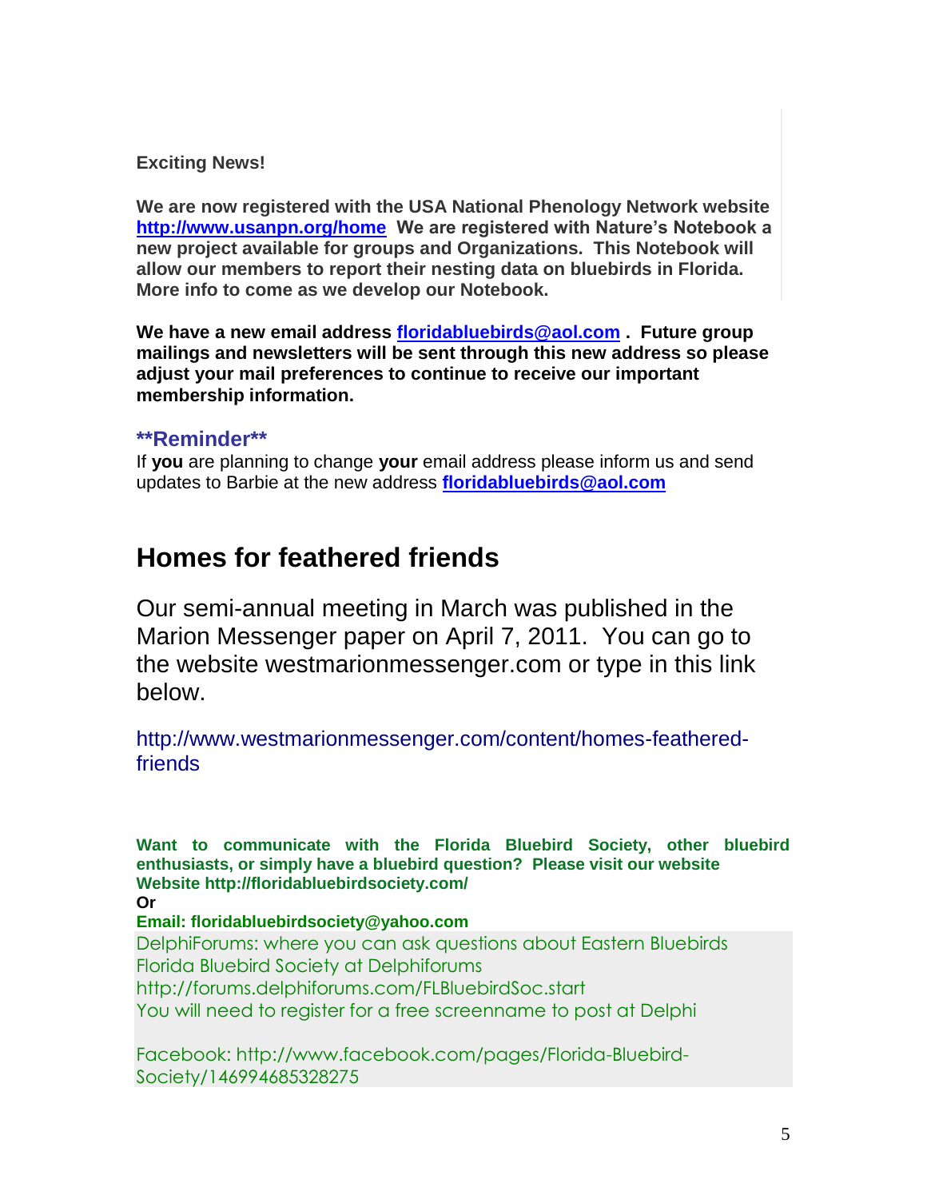**Exciting News!**

**We are now registered with the USA National Phenology Network website [http://www.usanpn.org/home](http://www.usanpn.org/home) We are registered with Nature's Notebook a new project available for groups and Organizations. This Notebook will allow our members to report their nesting data on bluebirds in Florida. More info to come as we develop our Notebook.**

**We have a new email address [floridabluebirds@aol.com](mailto:floridabluebirds@aol.com) . Future group mailings and newsletters will be sent through this new address so please adjust your mail preferences to continue to receive our important membership information.**

**\*\*Reminder\*\***

If **you** are planning to change **your** email address please inform us and send updates to Barbie at the new address **[floridabluebirds@aol.com](mailto:floridabluebirds@aol.com)**

# Homes for feathered friends

Our semi-annual meeting in March was published in the Marion Messenger paper on April 7, 2011. You can go to the website westmarionmessenger.com or type in this link below.

http://www.westmarionmessenger.com/content/homes-feathered-friends

**Want to communicate with the Florida Bluebird Society, other bluebird enthusiasts, or simply have a bluebird question? Please visit our website Website http://floridabluebirdsociety.com/**
**Or**
**Email: floridabluebirdsociety@yahoo.com**

DelphiForums: where you can ask questions about Eastern Bluebirds
Florida Bluebird Society at Delphiforums
http://forums.delphiforums.com/FLBluebirdSoc.start
You will need to register for a free screenname to post at Delphi

Facebook: http://www.facebook.com/pages/Florida-Bluebird-Society/146994685328275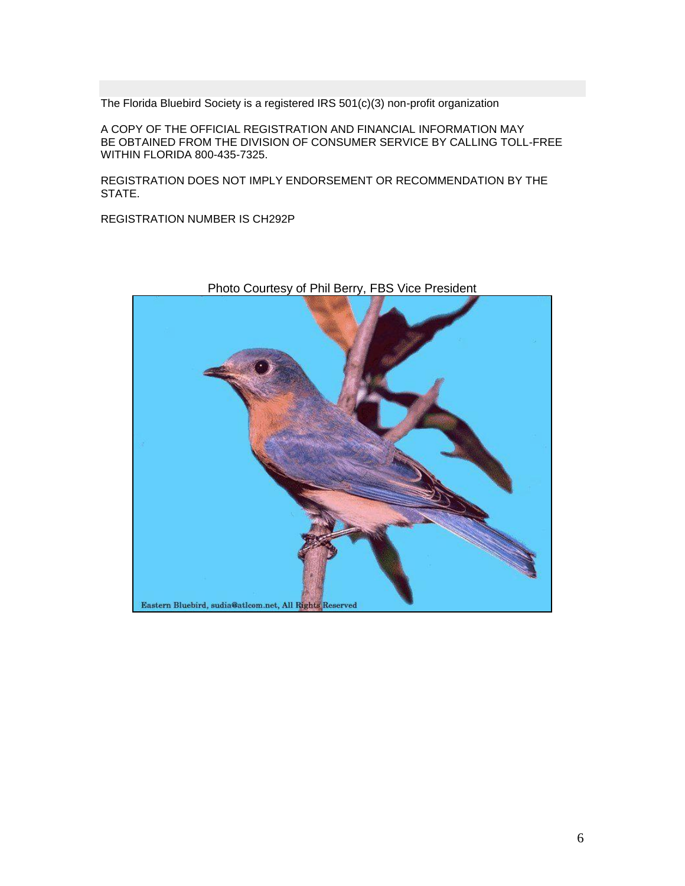The Florida Bluebird Society is a registered IRS 501(c)(3) non-profit organization

A COPY OF THE OFFICIAL REGISTRATION AND FINANCIAL INFORMATION MAY BE OBTAINED FROM THE DIVISION OF CONSUMER SERVICE BY CALLING TOLL-FREE WITHIN FLORIDA 800-435-7325.

REGISTRATION DOES NOT IMPLY ENDORSEMENT OR RECOMMENDATION BY THE STATE.

REGISTRATION NUMBER IS CH292P

Photo Courtesy of Phil Berry, FBS Vice President

Eastern Bluebird, sudia@atlcom.net, All Rights Reserved